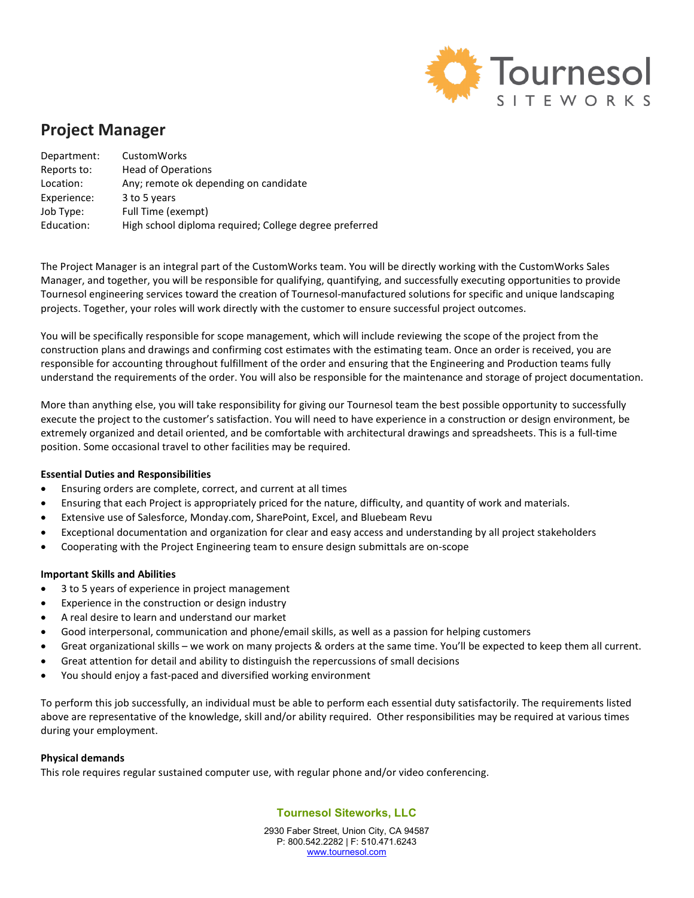Tournesol SITEWORKS

# Project Manager

| | |
|---|---|
| Department: | CustomWorks |
| Reports to: | Head of Operations |
| Location: | Any; remote ok depending on candidate |
| Experience: | 3 to 5 years |
| Job Type: | Full Time (exempt) |
| Education: | High school diploma required; College degree preferred |

The Project Manager is an integral part of the CustomWorks team. You will be directly working with the CustomWorks Sales Manager, and together, you will be responsible for qualifying, quantifying, and successfully executing opportunities to provide Tournesol engineering services toward the creation of Tournesol-manufactured solutions for specific and unique landscaping projects. Together, your roles will work directly with the customer to ensure successful project outcomes.

You will be specifically responsible for scope management, which will include reviewing the scope of the project from the construction plans and drawings and confirming cost estimates with the estimating team. Once an order is received, you are responsible for accounting throughout fulfillment of the order and ensuring that the Engineering and Production teams fully understand the requirements of the order. You will also be responsible for the maintenance and storage of project documentation.

More than anything else, you will take responsibility for giving our Tournesol team the best possible opportunity to successfully execute the project to the customer's satisfaction. You will need to have experience in a construction or design environment, be extremely organized and detail oriented, and be comfortable with architectural drawings and spreadsheets. This is a full-time position. Some occasional travel to other facilities may be required.

**Essential Duties and Responsibilities**

- Ensuring orders are complete, correct, and current at all times
- Ensuring that each Project is appropriately priced for the nature, difficulty, and quantity of work and materials.
- Extensive use of Salesforce, Monday.com, SharePoint, Excel, and Bluebeam Revu
- Exceptional documentation and organization for clear and easy access and understanding by all project stakeholders
- Cooperating with the Project Engineering team to ensure design submittals are on-scope

**Important Skills and Abilities**

- 3 to 5 years of experience in project management
- Experience in the construction or design industry
- A real desire to learn and understand our market
- Good interpersonal, communication and phone/email skills, as well as a passion for helping customers
- Great organizational skills – we work on many projects & orders at the same time. You'll be expected to keep them all current.
- Great attention for detail and ability to distinguish the repercussions of small decisions
- You should enjoy a fast-paced and diversified working environment

To perform this job successfully, an individual must be able to perform each essential duty satisfactorily. The requirements listed above are representative of the knowledge, skill and/or ability required. Other responsibilities may be required at various times during your employment.

**Physical demands**

This role requires regular sustained computer use, with regular phone and/or video conferencing.

**Tournesol Siteworks, LLC**

2930 Faber Street, Union City, CA 94587
P: 800.542.2282 | F: 510.471.6243
www.tournesol.com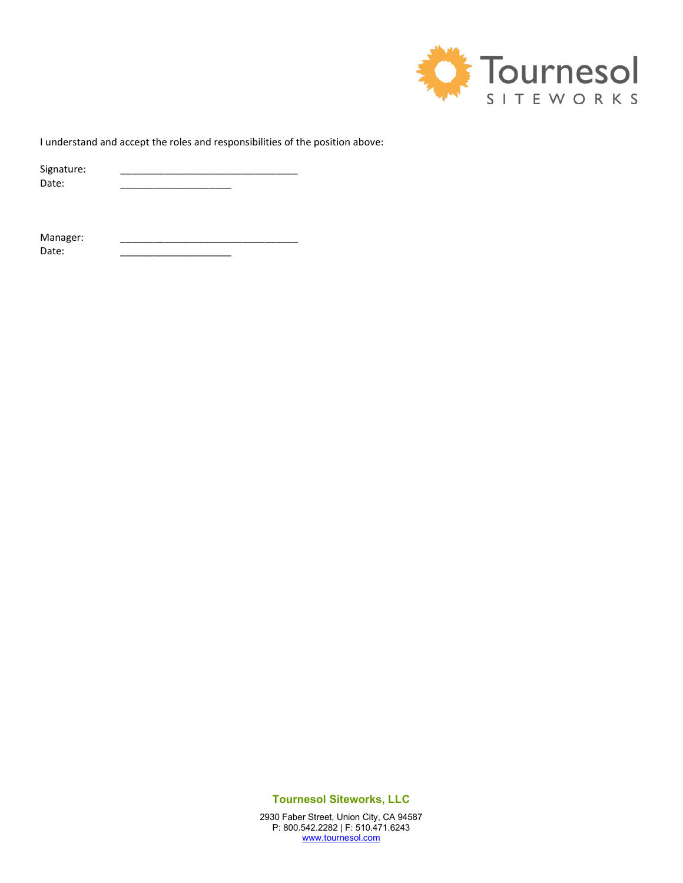I understand and accept the roles and responsibilities of the position above:

Signature: ________________________________

Date: ____________________

Manager: ________________________________

Date: ____________________

**Tournesol Siteworks, LLC**

2930 Faber Street, Union City, CA 94587
P: 800.542.2282 | F: 510.471.6243
www.tournesol.com